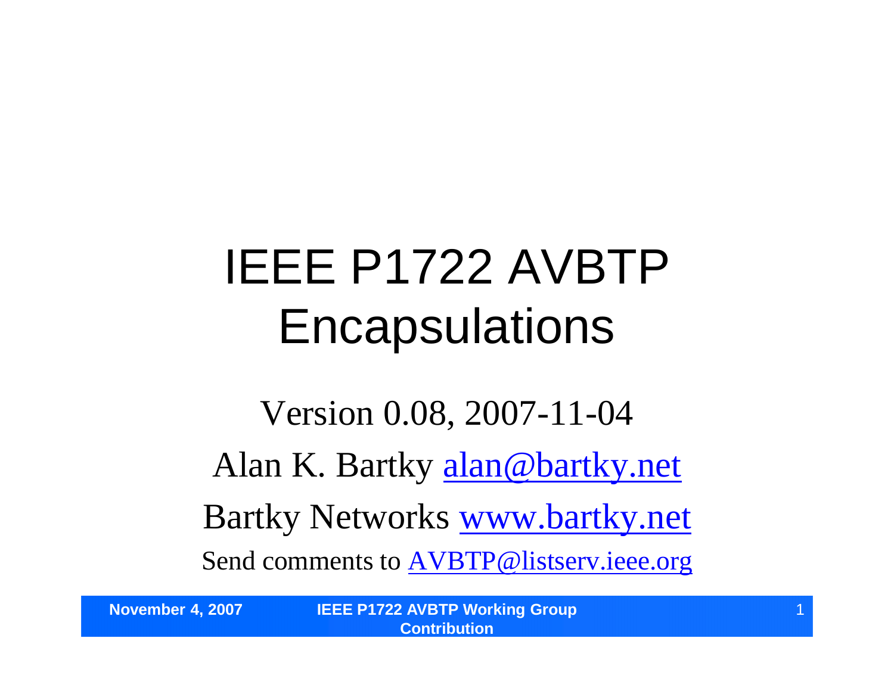# IEEE P1722 AVBTP Encapsulations

Version 0.08, 2007-11-04

Alan K. Bartky alan@bartky.net

Bartky Networks www.bartky.net

Send comments to AVBTP@listserv.ieee.org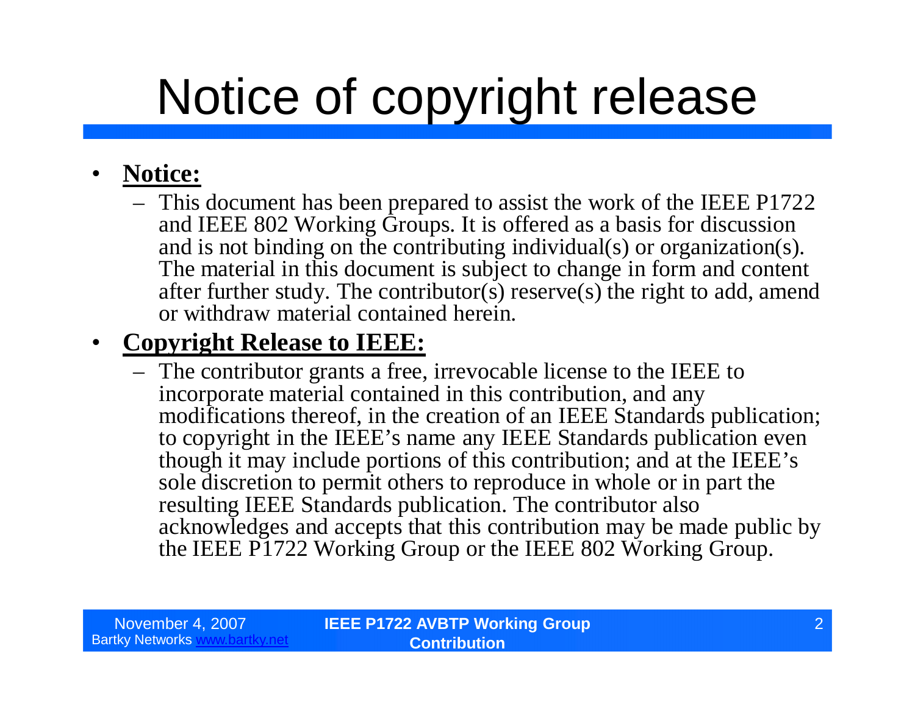# Notice of copyright release

- **Notice:**
  - This document has been prepared to assist the work of the IEEE P1722 and IEEE 802 Working Groups. It is offered as a basis for discussion and is not binding on the contributing individual(s) or organization(s). The material in this document is subject to change in form and content after further study. The contributor(s) reserve(s) the right to add, amend or withdraw material contained herein.
- **Copyright Release to IEEE:**
  - The contributor grants a free, irrevocable license to the IEEE to incorporate material contained in this contribution, and any modifications thereof, in the creation of an IEEE Standards publication; to copyright in the IEEE's name any IEEE Standards publication even though it may include portions of this contribution; and at the IEEE's sole discretion to permit others to reproduce in whole or in part the resulting IEEE Standards publication. The contributor also acknowledges and accepts that this contribution may be made public by the IEEE P1722 Working Group or the IEEE 802 Working Group.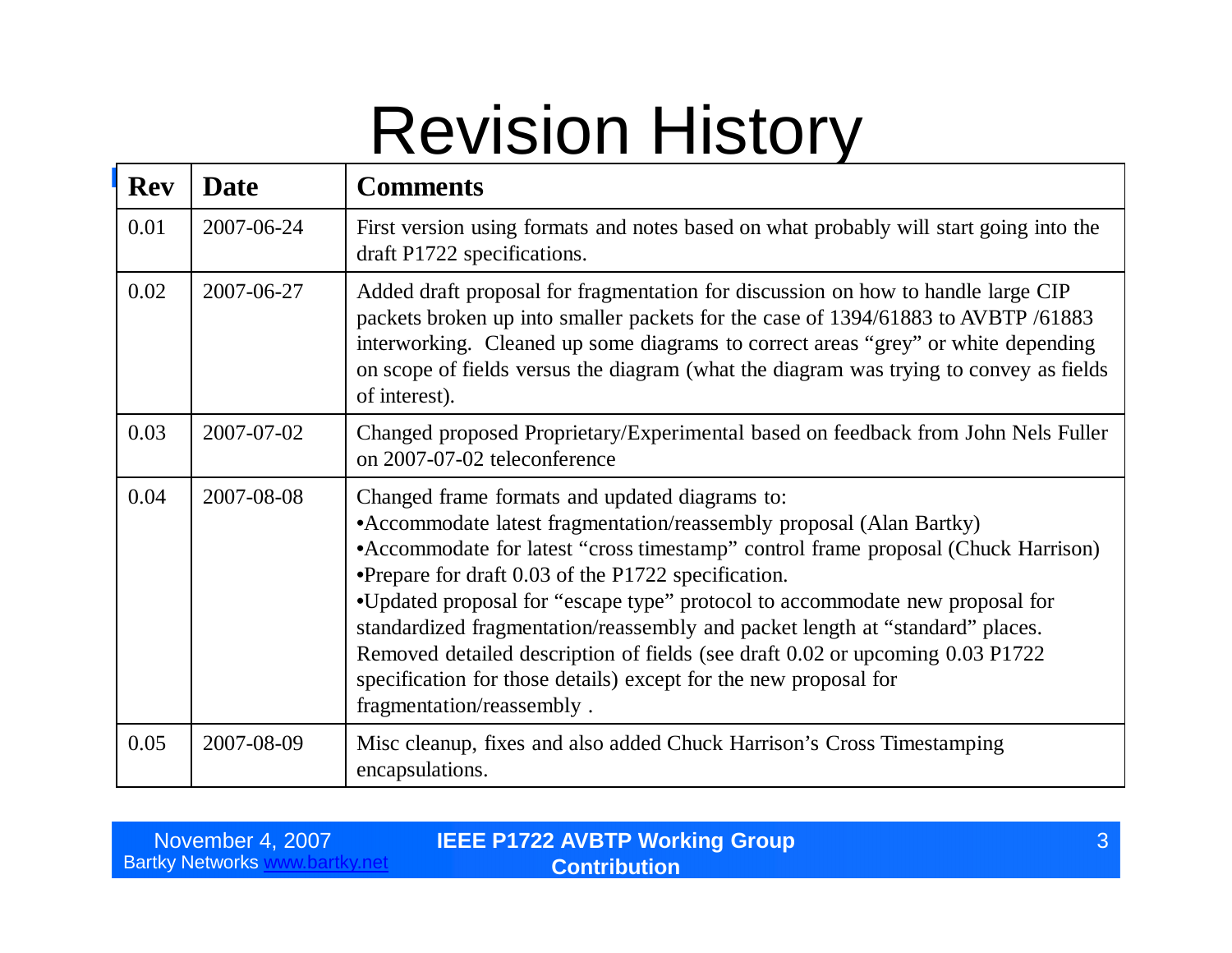# Revision History

| Rev | Date | Comments |
|---|---|---|
| 0.01 | 2007-06-24 | First version using formats and notes based on what probably will start going into the draft P1722 specifications. |
| 0.02 | 2007-06-27 | Added draft proposal for fragmentation for discussion on how to handle large CIP packets broken up into smaller packets for the case of 1394/61883 to AVBTP /61883 interworking. Cleaned up some diagrams to correct areas “grey” or white depending on scope of fields versus the diagram (what the diagram was trying to convey as fields of interest). |
| 0.03 | 2007-07-02 | Changed proposed Proprietary/Experimental based on feedback from John Nels Fuller on 2007-07-02 teleconference |
| 0.04 | 2007-08-08 | Changed frame formats and updated diagrams to:<br>•Accommodate latest fragmentation/reassembly proposal (Alan Bartky)<br>•Accommodate for latest “cross timestamp” control frame proposal (Chuck Harrison)<br>•Prepare for draft 0.03 of the P1722 specification.<br>•Updated proposal for “escape type” protocol to accommodate new proposal for standardized fragmentation/reassembly and packet length at “standard” places. Removed detailed description of fields (see draft 0.02 or upcoming 0.03 P1722 specification for those details) except for the new proposal for fragmentation/reassembly . |
| 0.05 | 2007-08-09 | Misc cleanup, fixes and also added Chuck Harrison’s Cross Timestamping encapsulations. |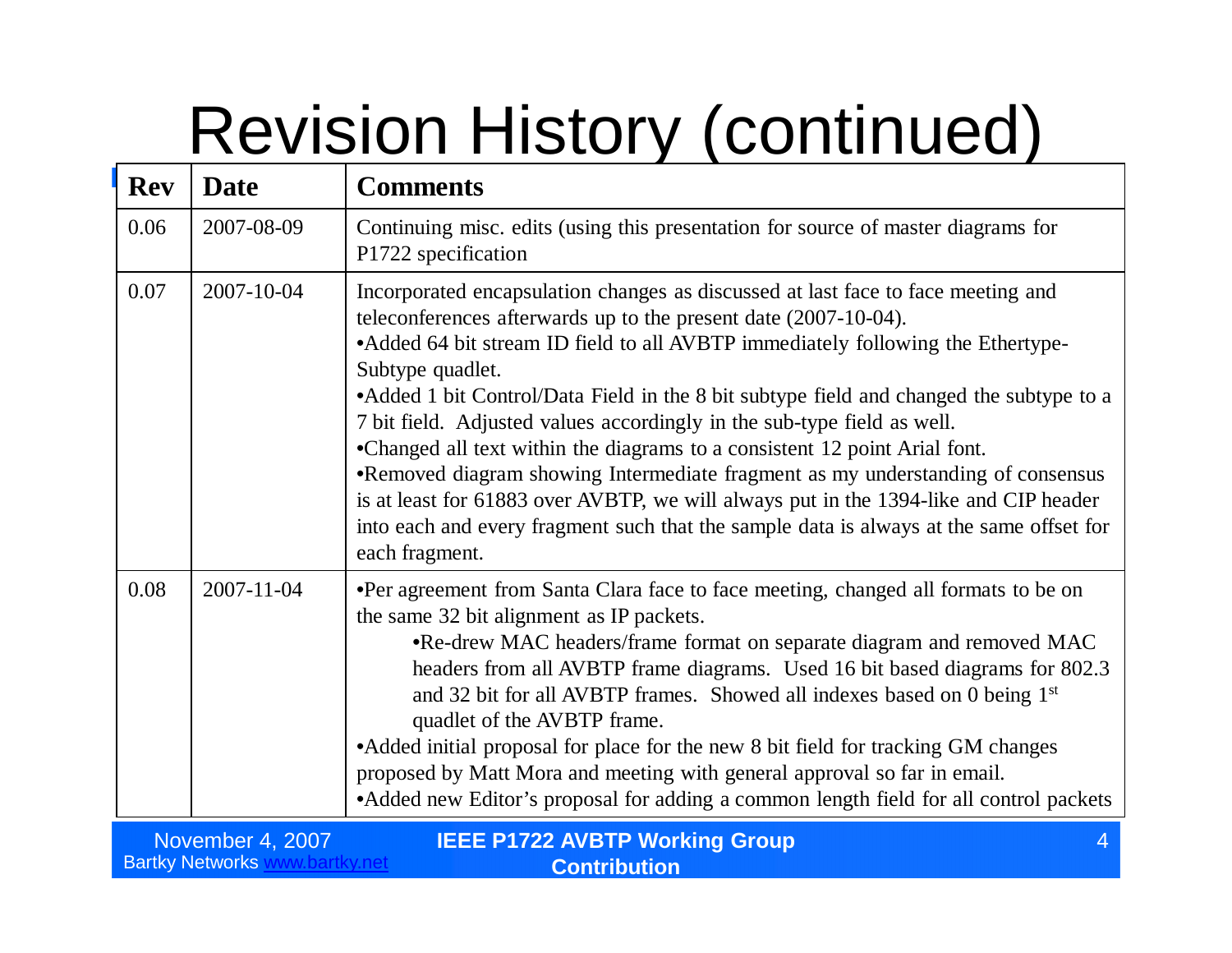# Revision History (continued)

| Rev | Date | Comments |
|---|---|---|
| 0.06 | 2007-08-09 | Continuing misc. edits (using this presentation for source of master diagrams for P1722 specification |
| 0.07 | 2007-10-04 | Incorporated encapsulation changes as discussed at last face to face meeting and teleconferences afterwards up to the present date (2007-10-04).<br>•Added 64 bit stream ID field to all AVBTP immediately following the Ethertype-Subtype quadlet.<br>•Added 1 bit Control/Data Field in the 8 bit subtype field and changed the subtype to a 7 bit field. Adjusted values accordingly in the sub-type field as well.<br>•Changed all text within the diagrams to a consistent 12 point Arial font.<br>•Removed diagram showing Intermediate fragment as my understanding of consensus is at least for 61883 over AVBTP, we will always put in the 1394-like and CIP header into each and every fragment such that the sample data is always at the same offset for each fragment. |
| 0.08 | 2007-11-04 | •Per agreement from Santa Clara face to face meeting, changed all formats to be on the same 32 bit alignment as IP packets.<br>•Re-drew MAC headers/frame format on separate diagram and removed MAC headers from all AVBTP frame diagrams. Used 16 bit based diagrams for 802.3 and 32 bit for all AVBTP frames. Showed all indexes based on 0 being 1st quadlet of the AVBTP frame.<br>•Added initial proposal for place for the new 8 bit field for tracking GM changes proposed by Matt Mora and meeting with general approval so far in email.<br>•Added new Editor's proposal for adding a common length field for all control packets |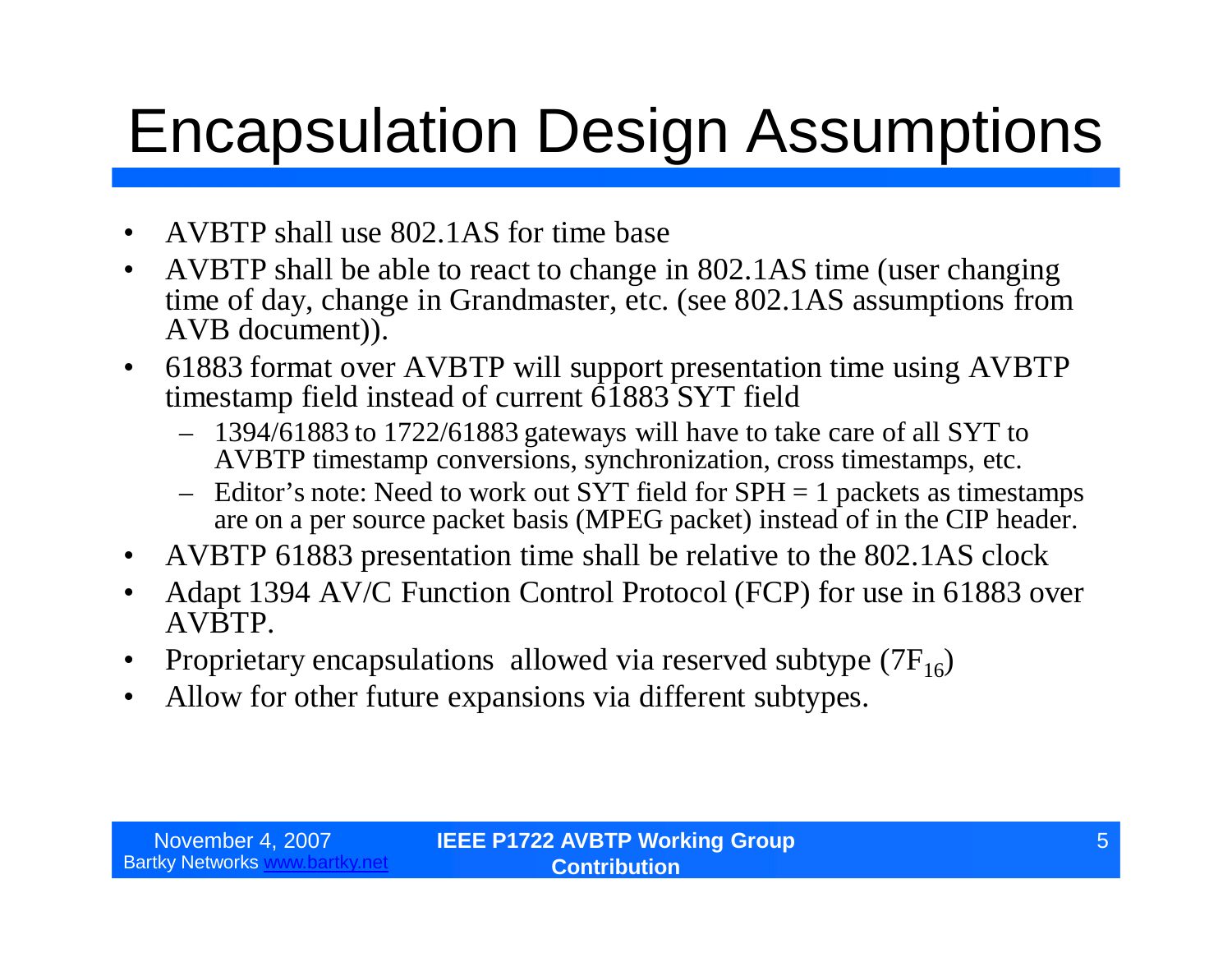# Encapsulation Design Assumptions

- AVBTP shall use 802.1AS for time base
- AVBTP shall be able to react to change in 802.1AS time (user changing time of day, change in Grandmaster, etc. (see 802.1AS assumptions from AVB document)).
- 61883 format over AVBTP will support presentation time using AVBTP timestamp field instead of current 61883 SYT field
  - 1394/61883 to 1722/61883 gateways will have to take care of all SYT to AVBTP timestamp conversions, synchronization, cross timestamps, etc.
  - Editor's note: Need to work out SYT field for SPH = 1 packets as timestamps are on a per source packet basis (MPEG packet) instead of in the CIP header.
- AVBTP 61883 presentation time shall be relative to the 802.1AS clock
- Adapt 1394 AV/C Function Control Protocol (FCP) for use in 61883 over AVBTP.
- Proprietary encapsulations allowed via reserved subtype ($7F_{16}$)
- Allow for other future expansions via different subtypes.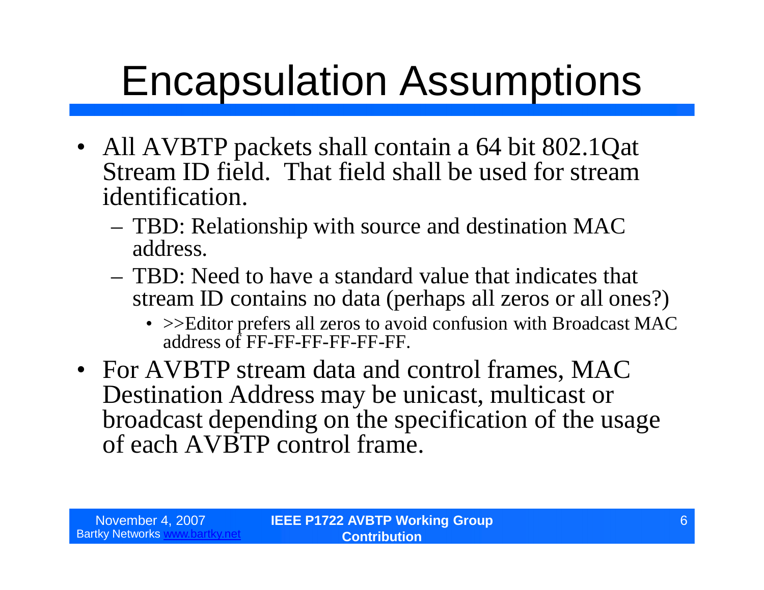# Encapsulation Assumptions

- All AVBTP packets shall contain a 64 bit 802.1Qat Stream ID field. That field shall be used for stream identification.
  - TBD: Relationship with source and destination MAC address.
  - TBD: Need to have a standard value that indicates that stream ID contains no data (perhaps all zeros or all ones?)
    - >>Editor prefers all zeros to avoid confusion with Broadcast MAC address of FF-FF-FF-FF-FF-FF.
- For AVBTP stream data and control frames, MAC Destination Address may be unicast, multicast or broadcast depending on the specification of the usage of each AVBTP control frame.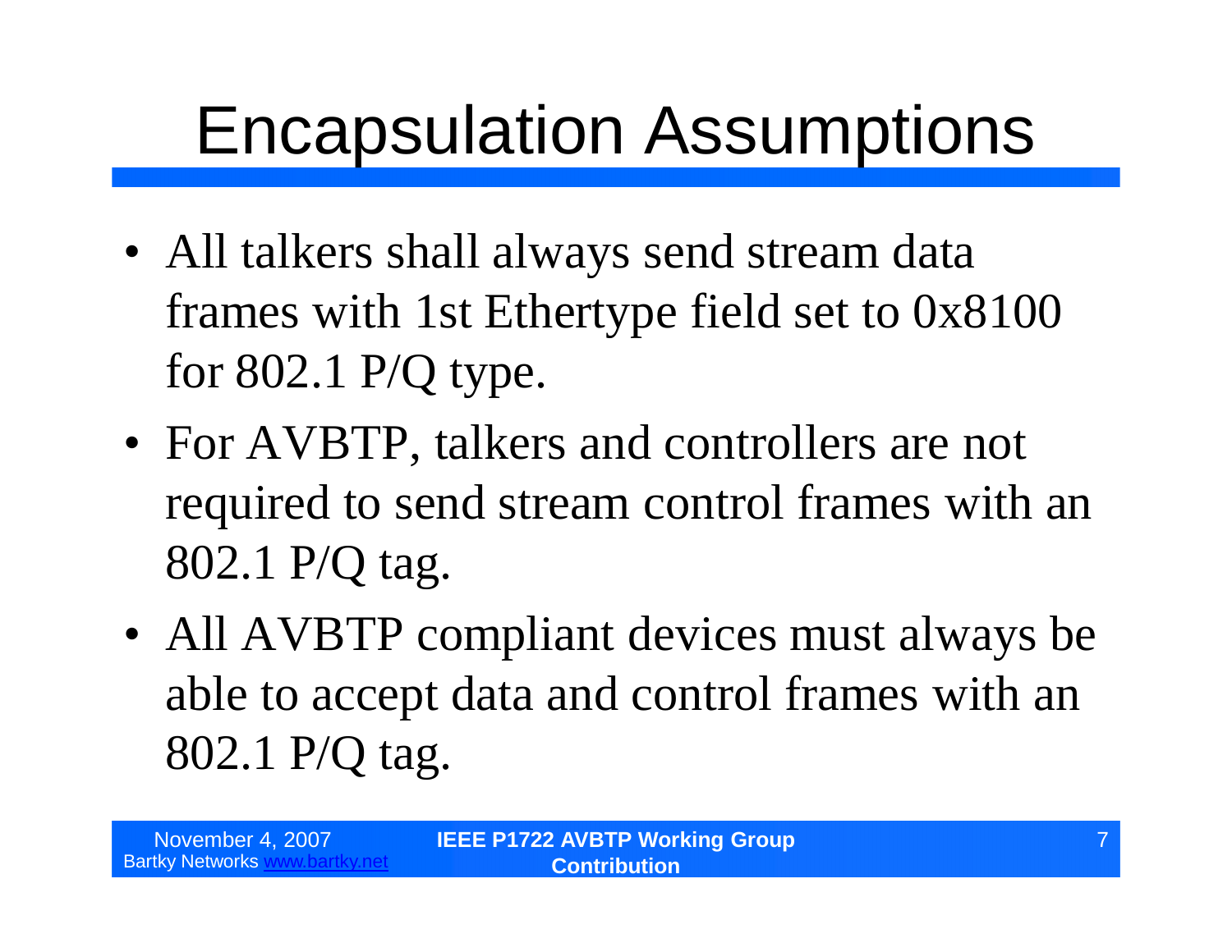# Encapsulation Assumptions

- All talkers shall always send stream data frames with 1st Ethertype field set to 0x8100 for 802.1 P/Q type.
- For AVBTP, talkers and controllers are not required to send stream control frames with an 802.1 P/Q tag.
- All AVBTP compliant devices must always be able to accept data and control frames with an 802.1 P/Q tag.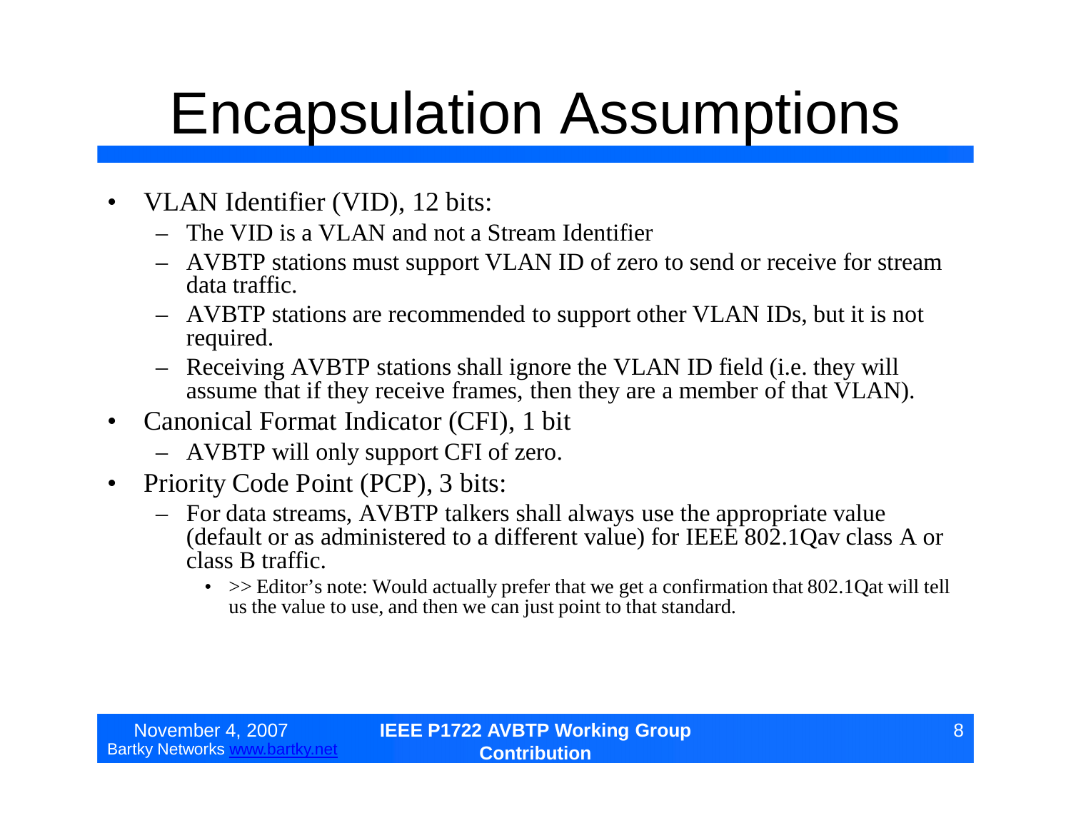# Encapsulation Assumptions

- VLAN Identifier (VID), 12 bits:
  - The VID is a VLAN and not a Stream Identifier
  - AVBTP stations must support VLAN ID of zero to send or receive for stream data traffic.
  - AVBTP stations are recommended to support other VLAN IDs, but it is not required.
  - Receiving AVBTP stations shall ignore the VLAN ID field (i.e. they will assume that if they receive frames, then they are a member of that VLAN).
- Canonical Format Indicator (CFI), 1 bit
  - AVBTP will only support CFI of zero.
- Priority Code Point (PCP), 3 bits:
  - For data streams, AVBTP talkers shall always use the appropriate value (default or as administered to a different value) for IEEE 802.1Qav class A or class B traffic.
    - >> Editor's note: Would actually prefer that we get a confirmation that 802.1Qat will tell us the value to use, and then we can just point to that standard.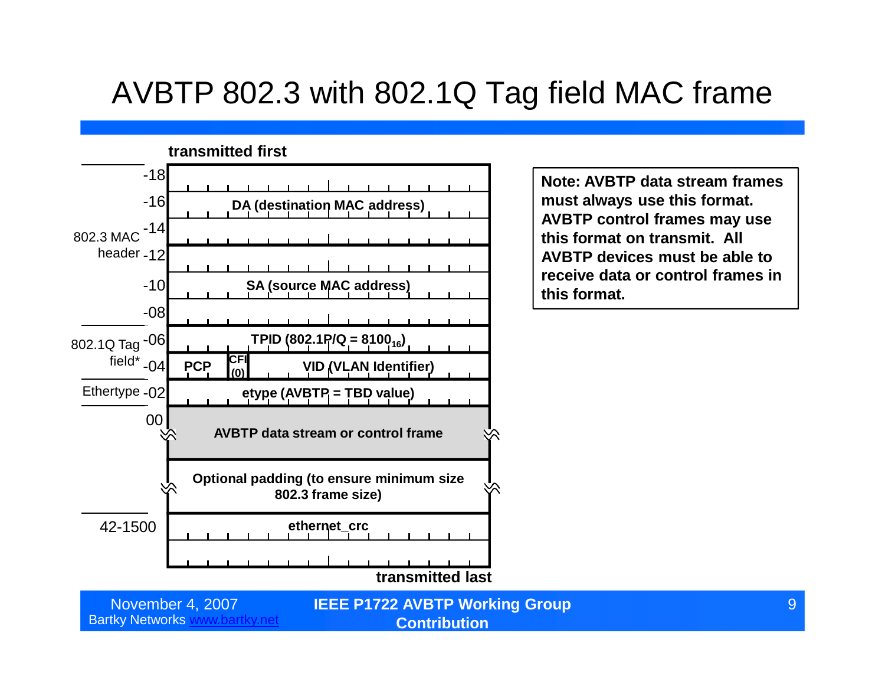# AVBTP 802.3 with 802.1Q Tag field MAC frame

transmitted first

802.3 MAC header

-18

-16 DA (destination MAC address)

-14

-12

-10 SA (source MAC address)

-08

802.1Q Tag field*

-06 TPID (802.1P/Q = $8100_{16}$)

-04 PCP | CFI (0) | VID (VLAN Identifier)

Ethertype -02 etype (AVBTP = TBD value)

00 AVBTP data stream or control frame

Optional padding (to ensure minimum size 802.3 frame size)

42-1500 ethernet_crc

transmitted last

**Note: AVBTP data stream frames must always use this format. AVBTP control frames may use this format on transmit. All AVBTP devices must be able to receive data or control frames in this format.**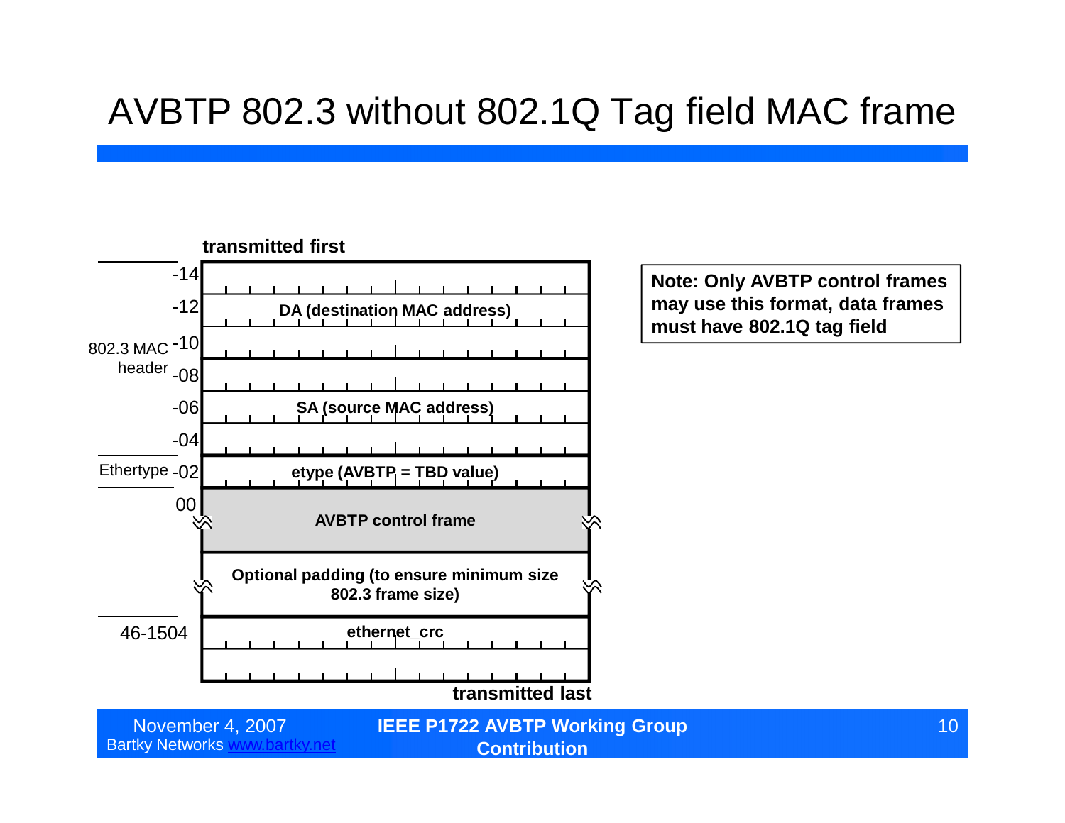# AVBTP 802.3 without 802.1Q Tag field MAC frame

transmitted first

802.3 MAC header

-14

-12

DA (destination MAC address)

-10

-08

-06

SA (source MAC address)

-04

Ethertype

-02

etype (AVBTP = TBD value)

00

AVBTP control frame

Optional padding (to ensure minimum size 802.3 frame size)

46-1504

ethernet_crc

transmitted last

**Note: Only AVBTP control frames may use this format, data frames must have 802.1Q tag field**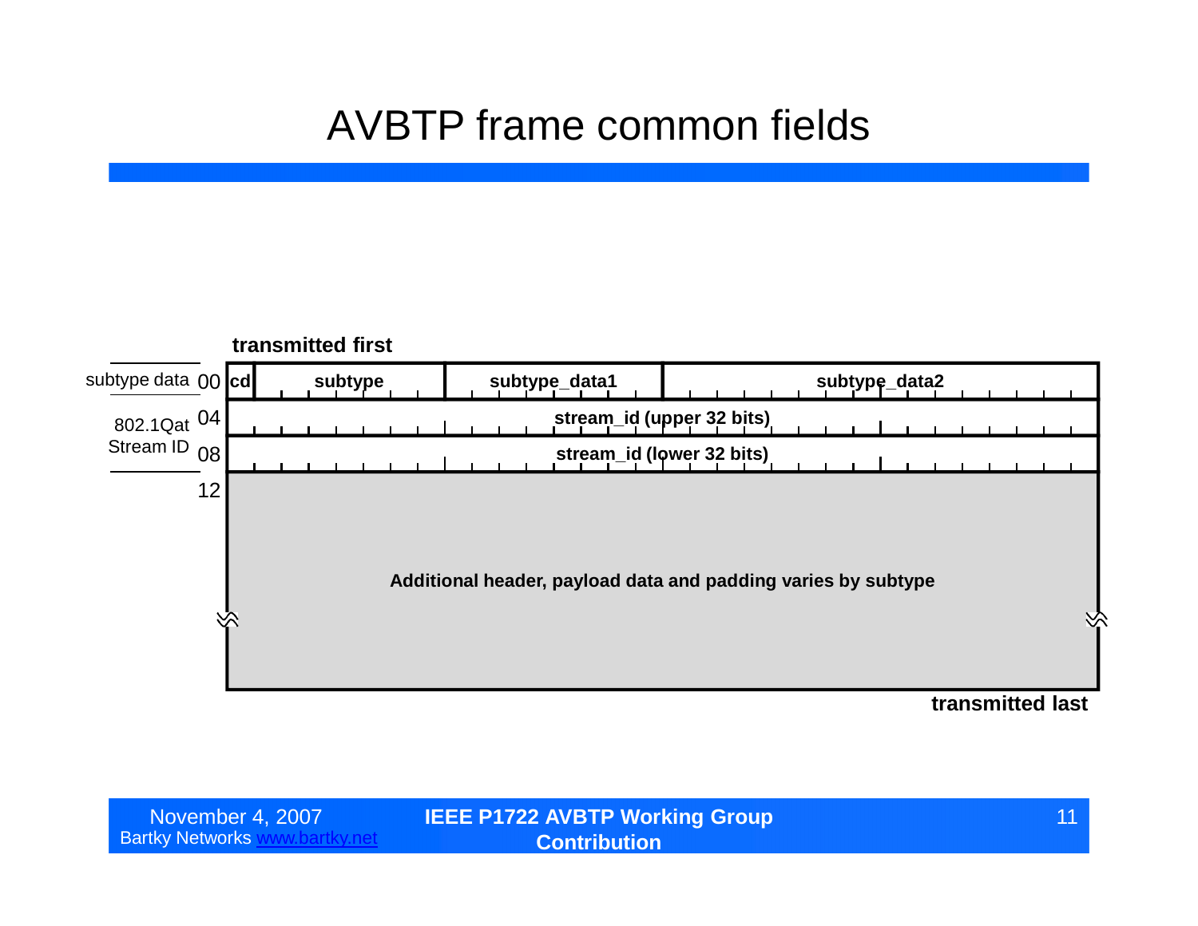# AVBTP frame common fields

transmitted first

| | Offset | | | | |
|---|---|---|---|---|---|
| subtype data | 00 | cd | subtype | subtype_data1 | subtype_data2 |
| 802.1Qat Stream ID | 04 | stream_id (upper 32 bits) | | | |
| | 08 | stream_id (lower 32 bits) | | | |
| | 12 | Additional header, payload data and padding varies by subtype | | | |

transmitted last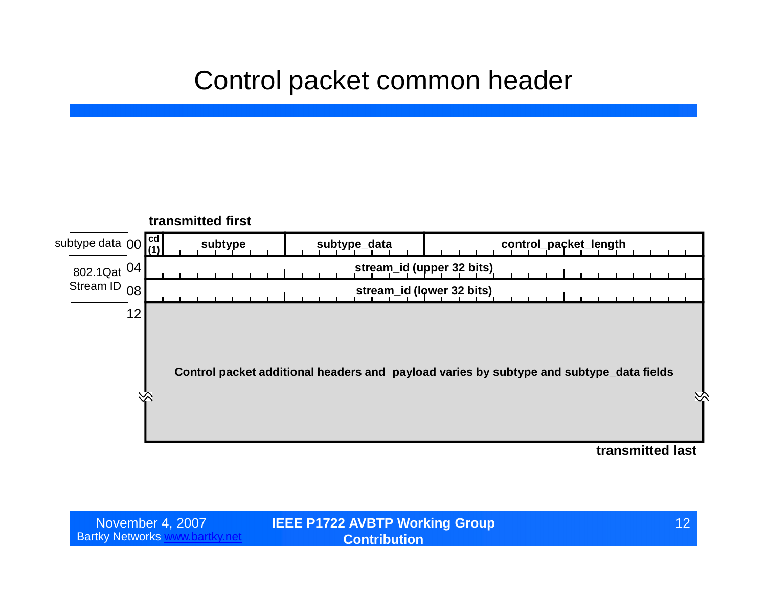# Control packet common header

**transmitted first**

| Offset | | | | |
|---|---|---|---|---|
| subtype data 00 | **cd (1)** | **subtype** | **subtype_data** | **control_packet_length** |
| 802.1Qat Stream ID 04 | **stream_id (upper 32 bits)** | | | |
| 08 | **stream_id (lower 32 bits)** | | | |
| 12 | **Control packet additional headers and payload varies by subtype and subtype_data fields** | | | |

**transmitted last**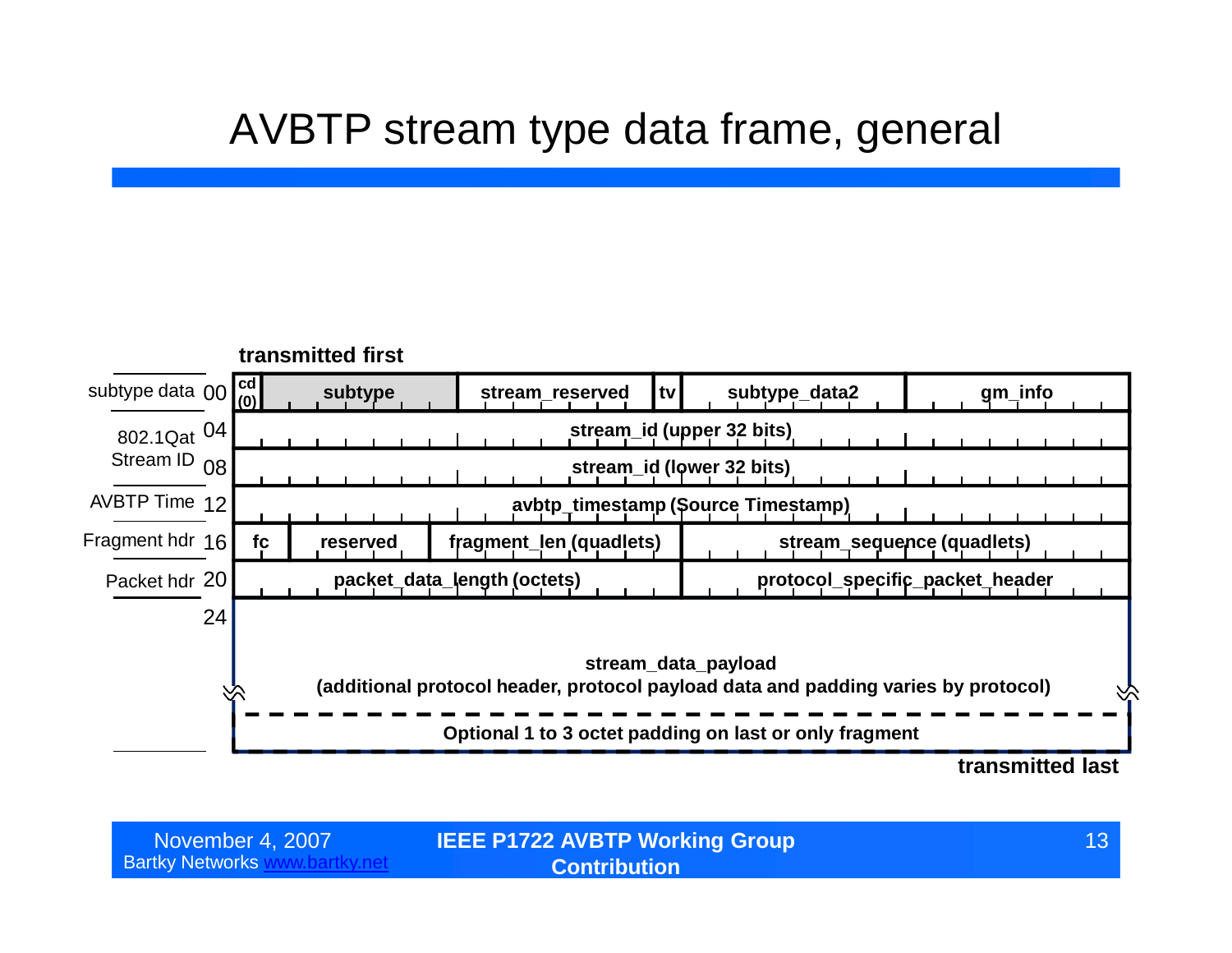# AVBTP stream type data frame, general

**transmitted first**

| Offset | | Fields |
|---|---|---|
| subtype data | 00 | **cd (0)** \| **subtype** \| **stream_reserved** \| **tv** \| **subtype_data2** \| **gm_info** |
| 802.1Qat Stream ID | 04 | **stream_id (upper 32 bits)** |
| | 08 | **stream_id (lower 32 bits)** |
| AVBTP Time | 12 | **avbtp_timestamp (Source Timestamp)** |
| Fragment hdr | 16 | **fc** \| **reserved** \| **fragment_len (quadlets)** \| **stream_sequence (quadlets)** |
| Packet hdr | 20 | **packet_data_length (octets)** \| **protocol_specific_packet_header** |
| | 24 | **stream_data_payload (additional protocol header, protocol payload data and padding varies by protocol)** |
| | | **Optional 1 to 3 octet padding on last or only fragment** |

**transmitted last**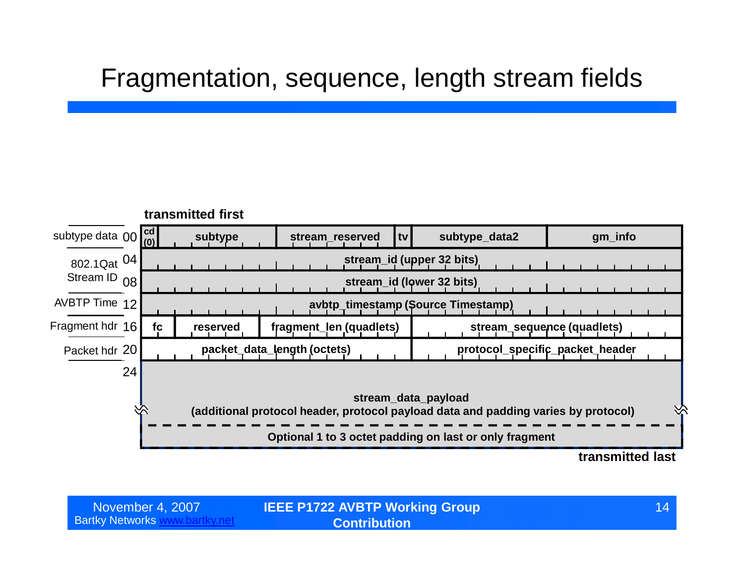# Fragmentation, sequence, length stream fields

transmitted first

| | Offset | | | | | | |
|---|---|---|---|---|---|---|---|
| subtype data | 00 | cd (0) | subtype | stream_reserved | tv | subtype_data2 | gm_info |
| 802.1Qat Stream ID | 04 | stream_id (upper 32 bits) | | | | | |
| | 08 | stream_id (lower 32 bits) | | | | | |
| AVBTP Time | 12 | avbtp_timestamp (Source Timestamp) | | | | | |
| Fragment hdr | 16 | fc | reserved | fragment_len (quadlets) | | stream_sequence (quadlets) | |
| Packet hdr | 20 | packet_data_length (octets) | | | | protocol_specific_packet_header | |
| | 24 | stream_data_payload (additional protocol header, protocol payload data and padding varies by protocol) | | | | | |
| | | Optional 1 to 3 octet padding on last or only fragment | | | | | |

transmitted last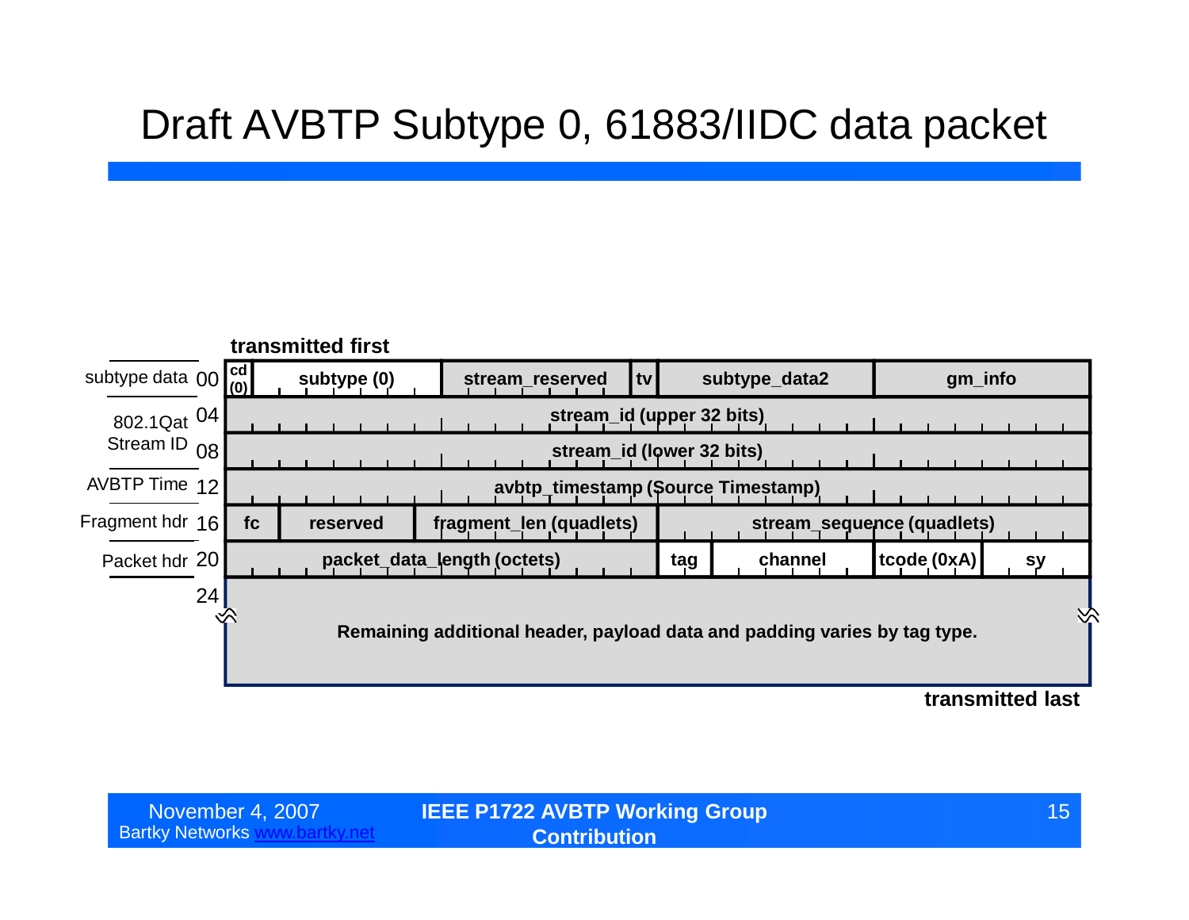# Draft AVBTP Subtype 0, 61883/IIDC data packet

**transmitted first**

| | Offset | | | | | | |
|---|---|---|---|---|---|---|---|
| subtype data | 00 | cd (0) | subtype (0) | stream_reserved | tv | subtype_data2 | gm_info |
| 802.1Qat Stream ID | 04 | stream_id (upper 32 bits) | | | | | |
| | 08 | stream_id (lower 32 bits) | | | | | |
| AVBTP Time | 12 | avbtp_timestamp (Source Timestamp) | | | | | |
| Fragment hdr | 16 | fc | reserved | fragment_len (quadlets) | stream_sequence (quadlets) | | |
| Packet hdr | 20 | packet_data_length (octets) | tag | channel | tcode (0xA) | sy | |
| | 24 | Remaining additional header, payload data and padding varies by tag type. | | | | | |

**transmitted last**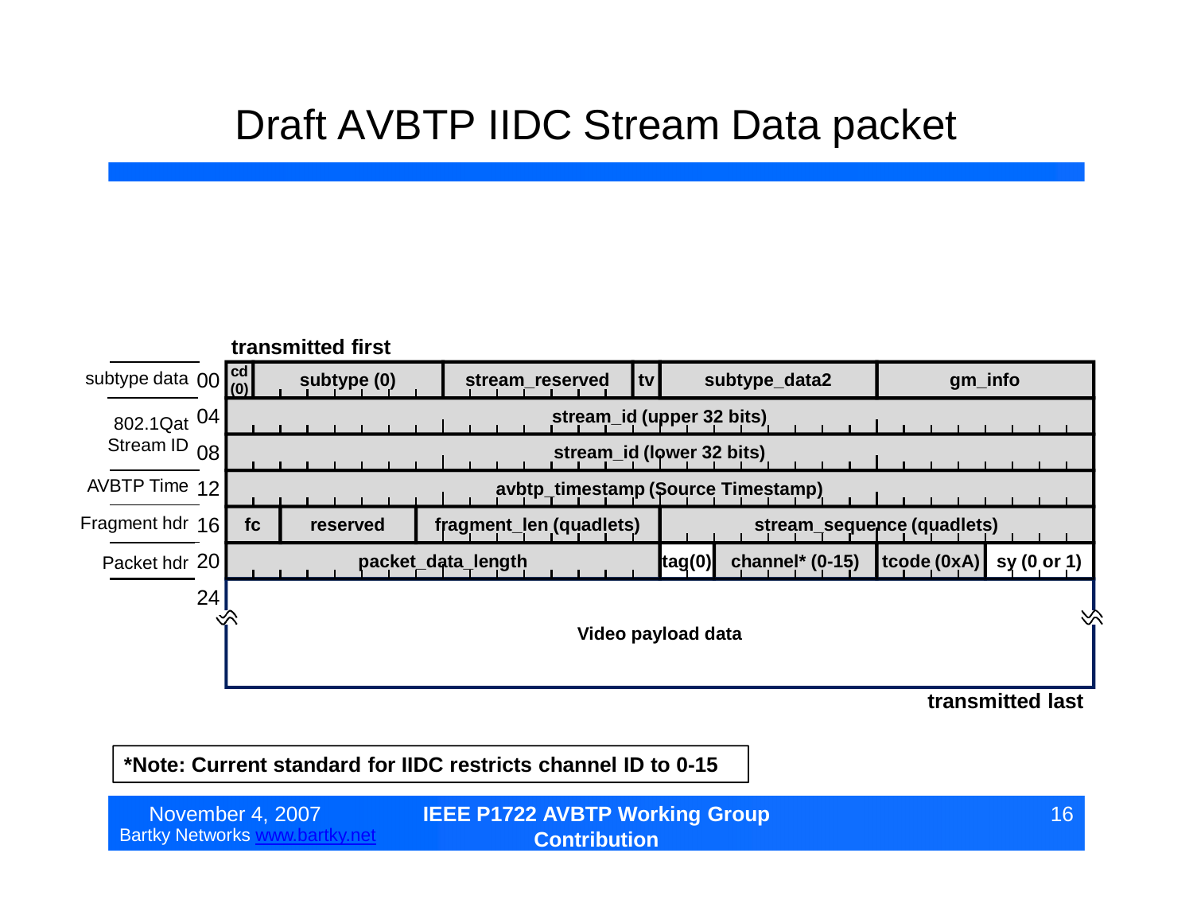# Draft AVBTP IIDC Stream Data packet

transmitted first

| Offset | | | | | | | | |
|---|---|---|---|---|---|---|---|---|
| subtype data 00 | cd (0) | subtype (0) | stream_reserved | tv | subtype_data2 | gm_info | | |
| 802.1Qat Stream ID 04 | stream_id (upper 32 bits) | | | | | | | |
| 08 | stream_id (lower 32 bits) | | | | | | | |
| AVBTP Time 12 | avbtp_timestamp (Source Timestamp) | | | | | | | |
| Fragment hdr 16 | fc | reserved | fragment_len (quadlets) | stream_sequence (quadlets) | | | | |
| Packet hdr 20 | packet_data_length | tag(0) | channel* (0-15) | tcode (0xA) | sy (0 or 1) | | | |
| 24 | Video payload data | | | | | | | |

transmitted last

**\*Note: Current standard for IIDC restricts channel ID to 0-15**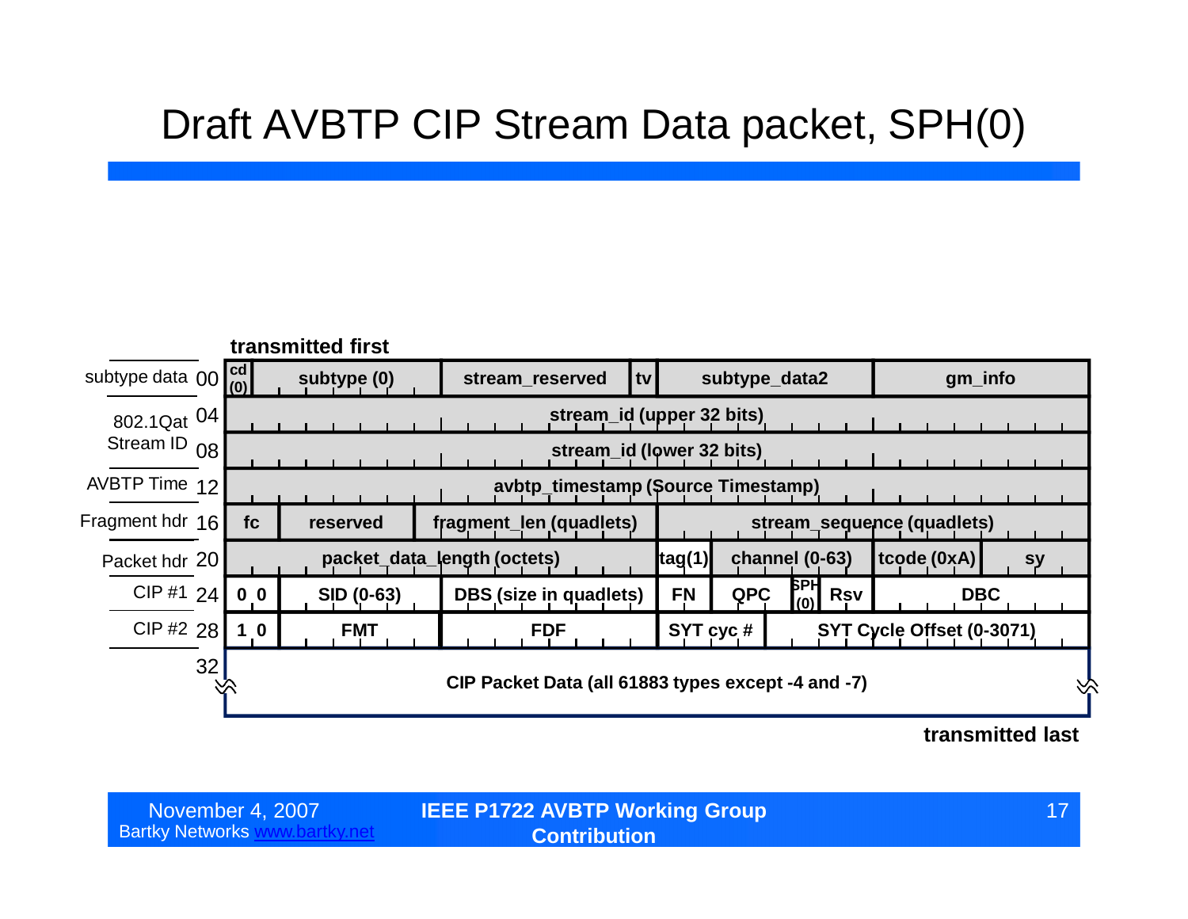# Draft AVBTP CIP Stream Data packet, SPH(0)

transmitted first

| | Offset | | | | | | | | | |
|---|---|---|---|---|---|---|---|---|---|---|
| subtype data | 00 | cd (0) | subtype (0) | stream_reserved | tv | subtype_data2 | | gm_info | | |
| 802.1Qat Stream ID | 04 | stream_id (upper 32 bits) | | | | | | | | |
| | 08 | stream_id (lower 32 bits) | | | | | | | | |
| AVBTP Time | 12 | avbtp_timestamp (Source Timestamp) | | | | | | | | |
| Fragment hdr | 16 | fc | reserved | fragment_len (quadlets) | | stream_sequence (quadlets) | | | | |
| Packet hdr | 20 | packet_data_length (octets) | | | | tag(1) | channel (0-63) | tcode (0xA) | sy | |
| CIP #1 | 24 | 0 0 | SID (0-63) | DBS (size in quadlets) | FN | QPC | SPH (0) | Rsv | DBC | |
| CIP #2 | 28 | 1 0 | FMT | FDF | SYT cyc # | SYT Cycle Offset (0-3071) | | | | |
| | 32 | CIP Packet Data (all 61883 types except -4 and -7) | | | | | | | | |

transmitted last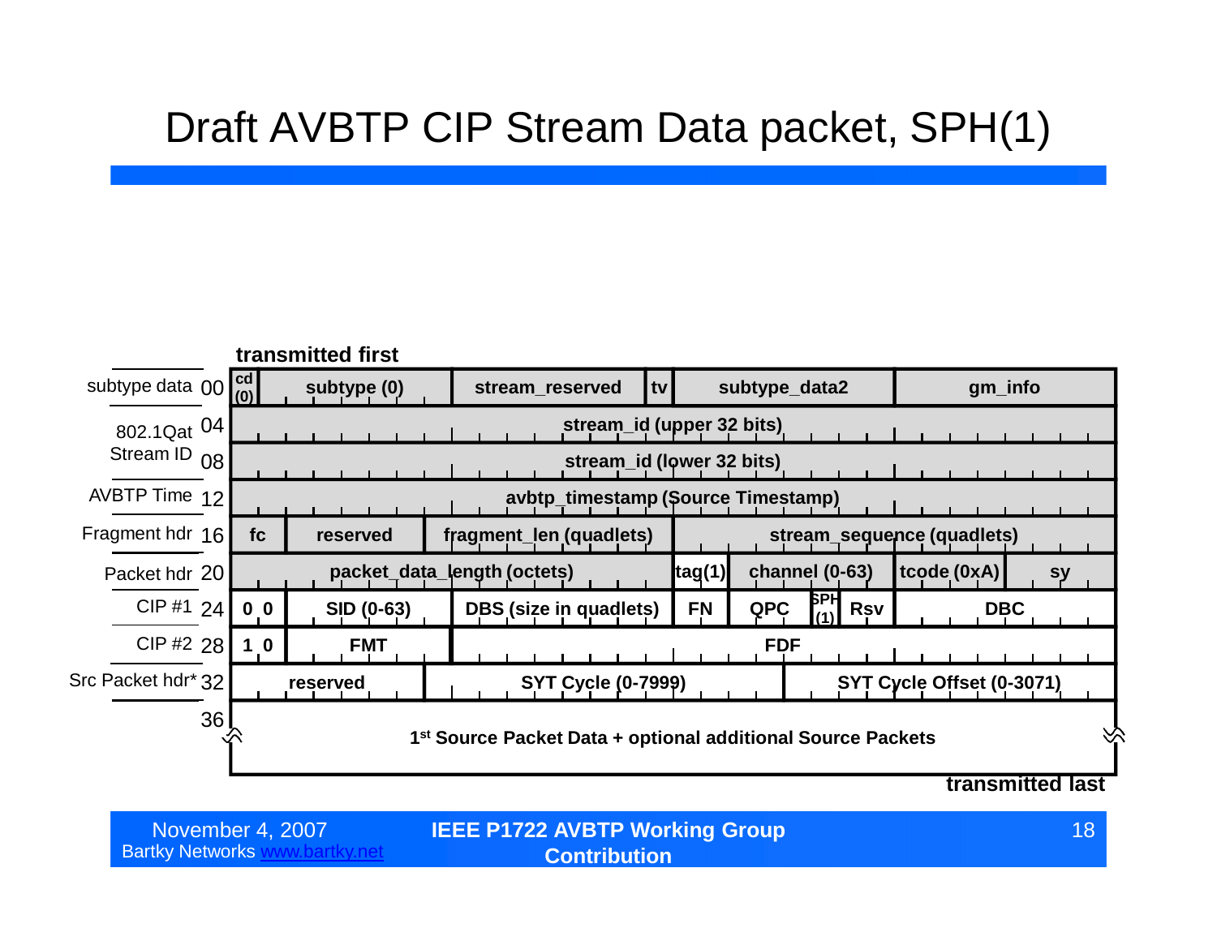# Draft AVBTP CIP Stream Data packet, SPH(1)

transmitted first

| | Offset | | | | | | | | | | |
|---|---|---|---|---|---|---|---|---|---|---|---|
| subtype data | 00 | cd (0) | subtype (0) | stream_reserved | | tv | subtype_data2 | | | gm_info | |
| 802.1Qat Stream ID | 04 | stream_id (upper 32 bits) | | | | | | | | | |
| | 08 | stream_id (lower 32 bits) | | | | | | | | | |
| AVBTP Time | 12 | avbtp_timestamp (Source Timestamp) | | | | | | | | | |
| Fragment hdr | 16 | fc | reserved | fragment_len (quadlets) | | | stream_sequence (quadlets) | | | | |
| Packet hdr | 20 | packet_data_length (octets) | | | | tag(1) | channel (0-63) | | | tcode (0xA) | sy |
| CIP #1 | 24 | 0 0 | SID (0-63) | DBS (size in quadlets) | | FN | QPC | SPH (1) | Rsv | DBC | |
| CIP #2 | 28 | 1 0 | FMT | FDF | | | | | | | |
| Src Packet hdr* | 32 | reserved | | SYT Cycle (0-7999) | | | | SYT Cycle Offset (0-3071) | | | |
| | 36 | 1st Source Packet Data + optional additional Source Packets | | | | | | | | | |

transmitted last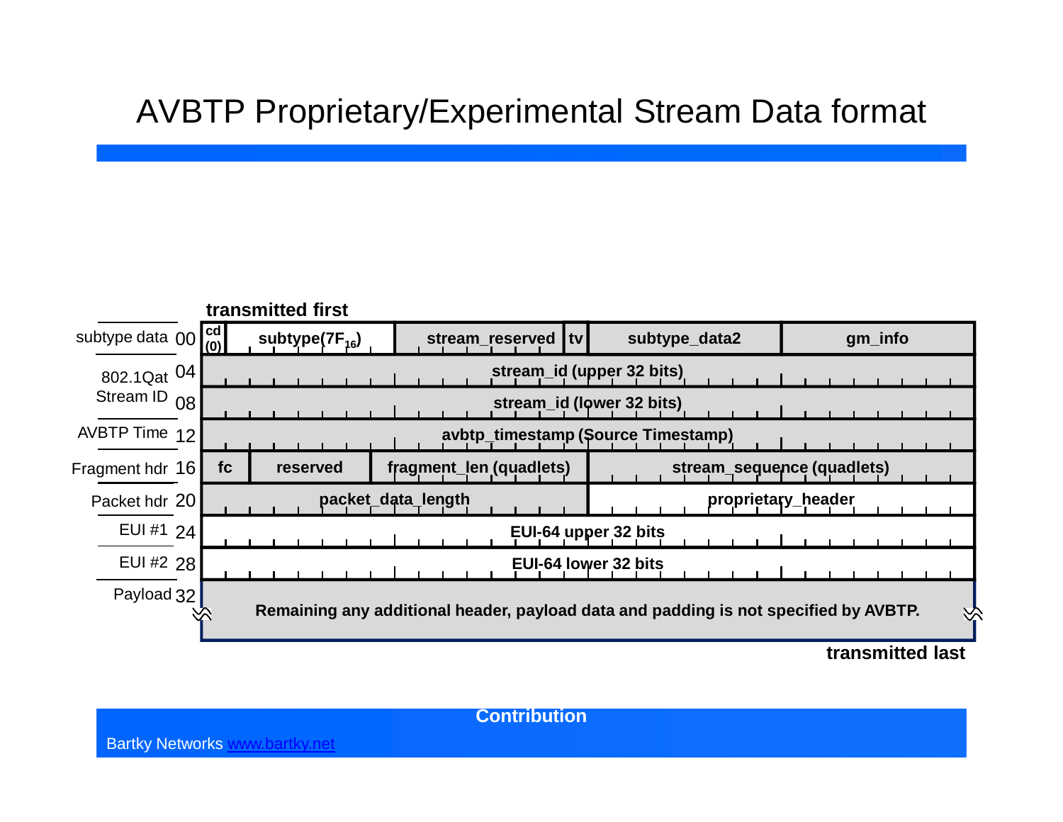# AVBTP Proprietary/Experimental Stream Data format

transmitted first

| | | | | | | | |
|---|---|---|---|---|---|---|---|
| subtype data | 00 | cd (0) | subtype($7F_{16}$) | stream_reserved | tv | subtype_data2 | gm_info |
| 802.1Qat Stream ID | 04 | stream_id (upper 32 bits) | | | | | |
| | 08 | stream_id (lower 32 bits) | | | | | |
| AVBTP Time | 12 | avbtp_timestamp (Source Timestamp) | | | | | |
| Fragment hdr | 16 | fc | reserved | fragment_len (quadlets) | | stream_sequence (quadlets) | |
| Packet hdr | 20 | packet_data_length | | | | proprietary_header | |
| EUI #1 | 24 | EUI-64 upper 32 bits | | | | | |
| EUI #2 | 28 | EUI-64 lower 32 bits | | | | | |
| Payload | 32 | Remaining any additional header, payload data and padding is not specified by AVBTP. | | | | | |

transmitted last

**Contribution**

Bartky Networks www.bartky.net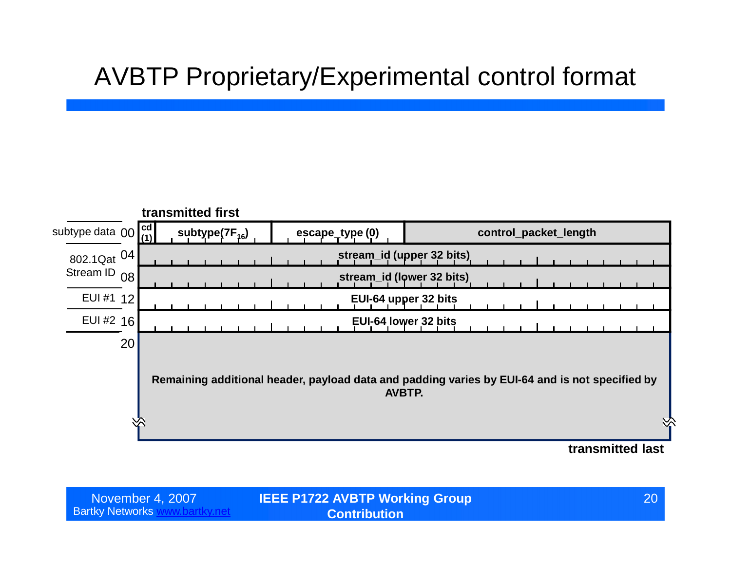# AVBTP Proprietary/Experimental control format

**transmitted first**

| | Offset | | | | |
|---|---|---|---|---|---|
| subtype data | 00 | cd (1) | subtype($7F_{16}$) | escape_type (0) | control_packet_length |
| 802.1Qat Stream ID | 04 | stream_id (upper 32 bits) | | | |
| | 08 | stream_id (lower 32 bits) | | | |
| EUI #1 | 12 | EUI-64 upper 32 bits | | | |
| EUI #2 | 16 | EUI-64 lower 32 bits | | | |
| | 20 | Remaining additional header, payload data and padding varies by EUI-64 and is not specified by AVBTP. | | | |

**transmitted last**

November 4, 2007
Bartky Networks www.bartky.net

**IEEE P1722 AVBTP Working Group Contribution**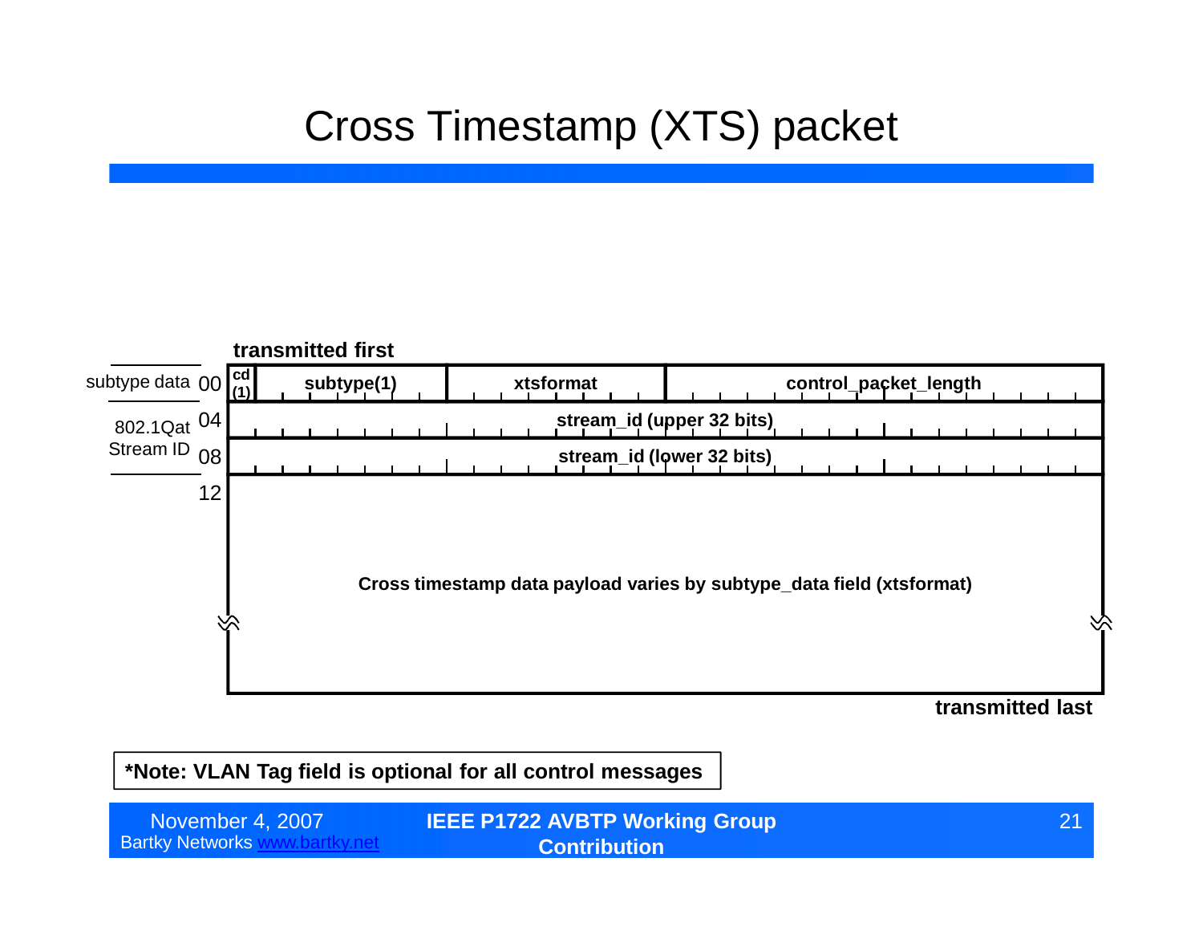# Cross Timestamp (XTS) packet

transmitted first

| | | | | | |
|---|---|---|---|---|---|
| subtype data | 00 | cd (1) | subtype(1) | xtsformat | control_packet_length |
| 802.1Qat Stream ID | 04 | stream_id (upper 32 bits) | | | |
| | 08 | stream_id (lower 32 bits) | | | |
| | 12 | Cross timestamp data payload varies by subtype_data field (xtsformat) | | | |

transmitted last

**\*Note: VLAN Tag field is optional for all control messages**

November 4, 2007
Bartky Networks www.bartky.net

**IEEE P1722 AVBTP Working Group Contribution**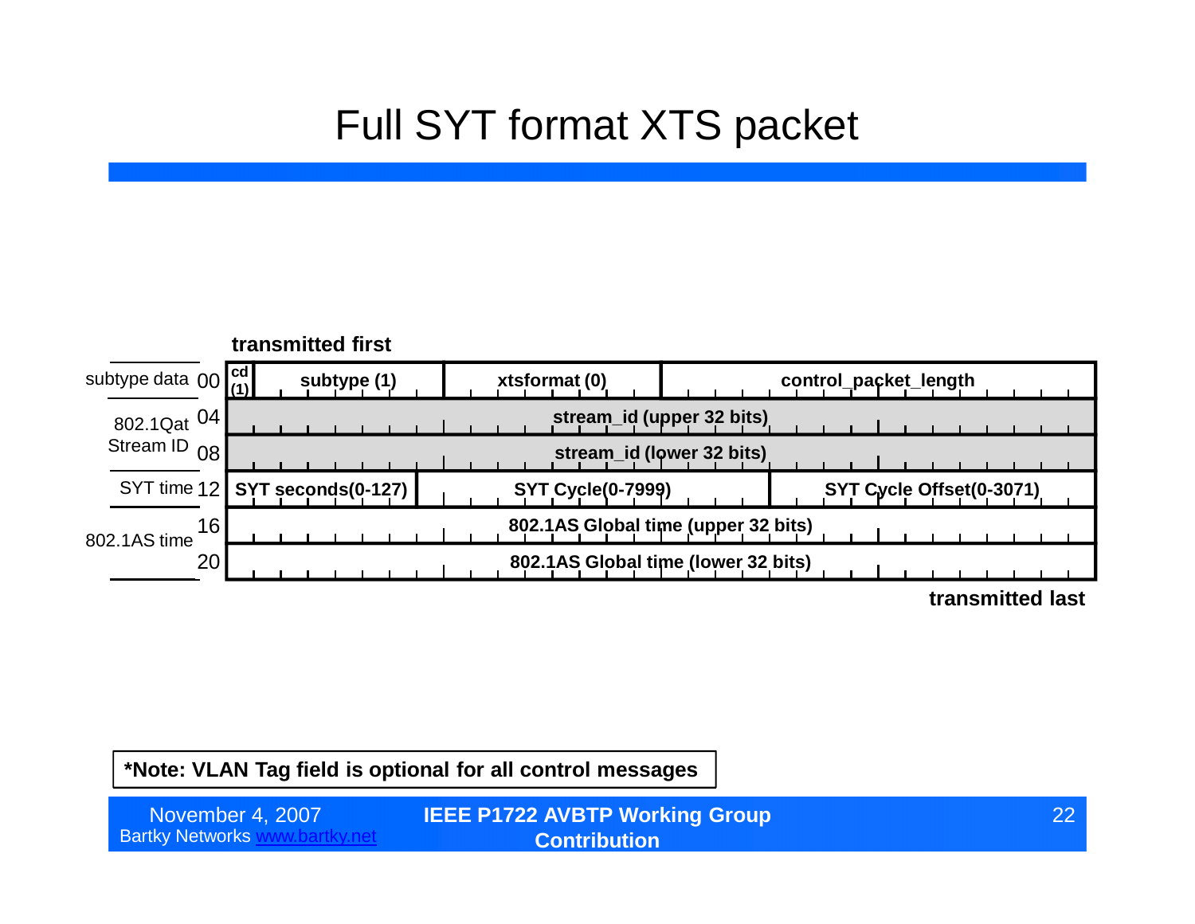# Full SYT format XTS packet

transmitted first

| Offset | Field | | | | |
|---|---|---|---|---|---|
| subtype data 00 | cd (1) | subtype (1) | xtsformat (0) | control_packet_length | |
| 802.1Qat Stream ID 04 | stream_id (upper 32 bits) | | | | |
| 08 | stream_id (lower 32 bits) | | | | |
| SYT time 12 | SYT seconds(0-127) | | SYT Cycle(0-7999) | | SYT Cycle Offset(0-3071) |
| 802.1AS time 16 | 802.1AS Global time (upper 32 bits) | | | | |
| 20 | 802.1AS Global time (lower 32 bits) | | | | |

transmitted last

**\*Note: VLAN Tag field is optional for all control messages**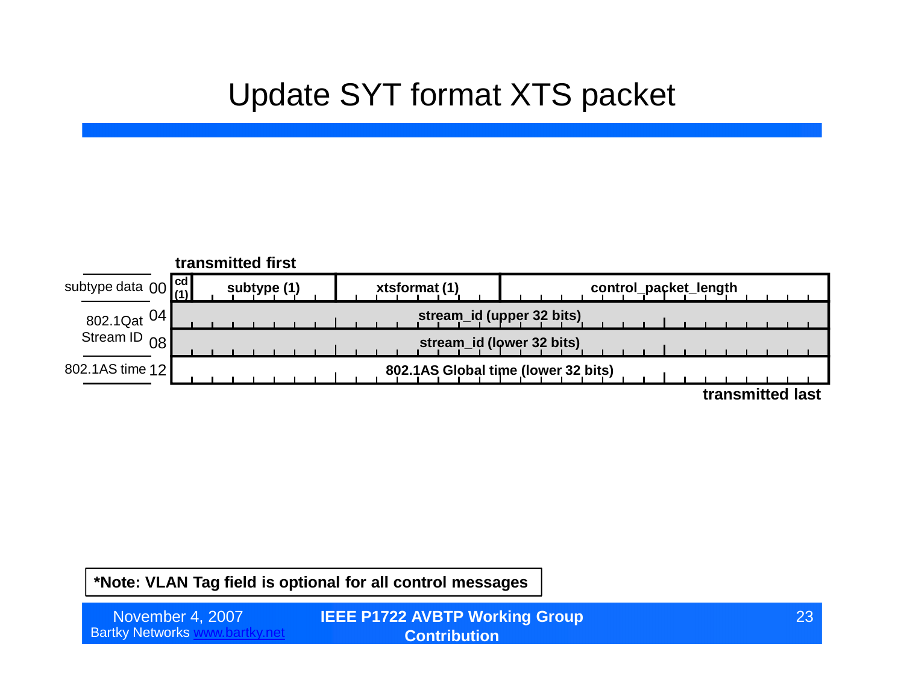# Update SYT format XTS packet

transmitted first

| Offset | | | | | |
|---|---|---|---|---|---|
| subtype data 00 | cd (1) | subtype (1) | xtsformat (1) | control_packet_length | |
| 802.1Qat Stream ID 04 | stream_id (upper 32 bits) | | | | |
| 08 | stream_id (lower 32 bits) | | | | |
| 802.1AS time 12 | 802.1AS Global time (lower 32 bits) | | | | |

transmitted last

**\*Note: VLAN Tag field is optional for all control messages**

November 4, 2007
Bartky Networks www.bartky.net

**IEEE P1722 AVBTP Working Group Contribution**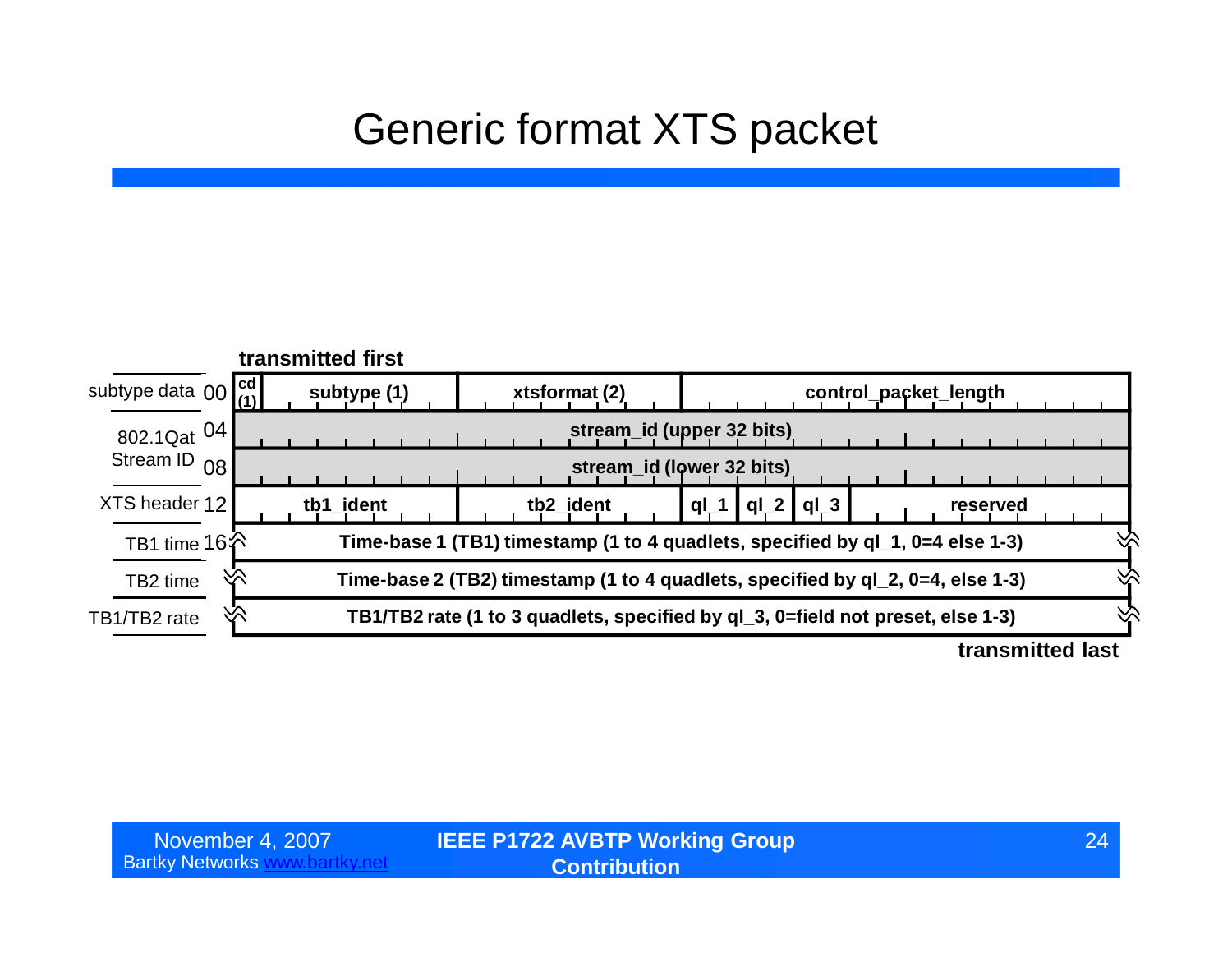# Generic format XTS packet

transmitted first

| | Offset | | | | | | | |
|---|---|---|---|---|---|---|---|---|
| subtype data | 00 | cd (1) | subtype (1) | xtsformat (2) | control_packet_length | | | |
| 802.1Qat Stream ID | 04 | stream_id (upper 32 bits) | | | | | | |
| | 08 | stream_id (lower 32 bits) | | | | | | |
| XTS header | 12 | tb1_ident | | tb2_ident | ql_1 | ql_2 | ql_3 | reserved |
| TB1 time | 16 | Time-base 1 (TB1) timestamp (1 to 4 quadlets, specified by ql_1, 0=4 else 1-3) | | | | | | |
| TB2 time | | Time-base 2 (TB2) timestamp (1 to 4 quadlets, specified by ql_2, 0=4, else 1-3) | | | | | | |
| TB1/TB2 rate | | TB1/TB2 rate (1 to 3 quadlets, specified by ql_3, 0=field not preset, else 1-3) | | | | | | |

transmitted last